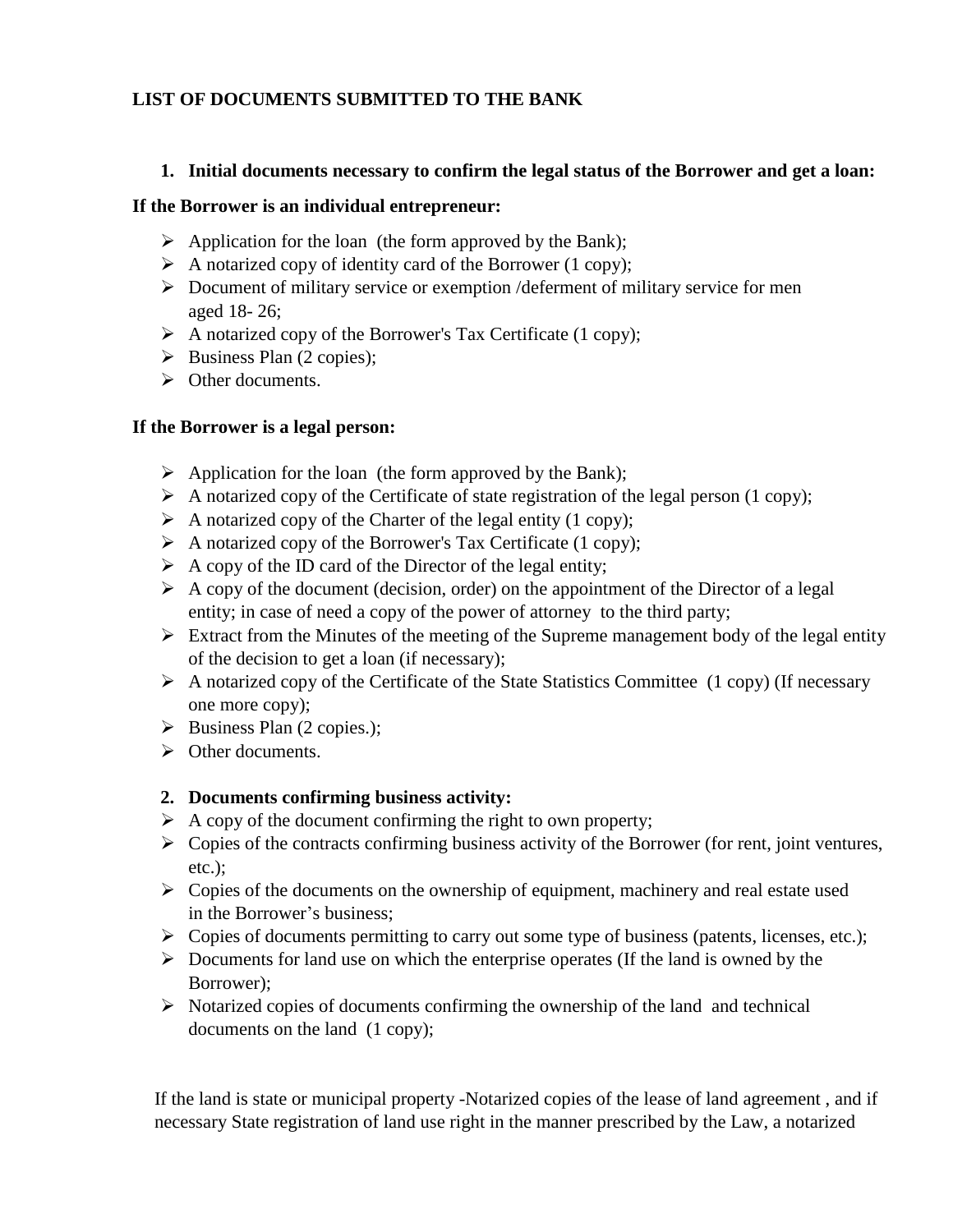## LIST OF DOCUMENTS SUBMITTED TO THE BANK

1. **Initial documents necessary to confirm the legal status of the Borrower and get a loan:**

**If the Borrower is an individual entrepreneur:**

- Application for the loan (the form approved by the Bank);
- A notarized copy of identity card of the Borrower (1 copy);
- Document of military service or exemption /deferment of military service for men aged 18- 26;
- A notarized copy of the Borrower's Tax Certificate (1 copy);
- Business Plan (2 copies);
- Other documents.

**If the Borrower is a legal person:**

- Application for the loan (the form approved by the Bank);
- A notarized copy of the Certificate of state registration of the legal person (1 copy);
- A notarized copy of the Charter of the legal entity (1 copy);
- A notarized copy of the Borrower's Tax Certificate (1 copy);
- A copy of the ID card of the Director of the legal entity;
- A copy of the document (decision, order) on the appointment of the Director of a legal entity; in case of need a copy of the power of attorney to the third party;
- Extract from the Minutes of the meeting of the Supreme management body of the legal entity of the decision to get a loan (if necessary);
- A notarized copy of the Certificate of the State Statistics Committee (1 copy) (If necessary one more copy);
- Business Plan (2 copies.);
- Other documents.

2. **Documents confirming business activity:**

- A copy of the document confirming the right to own property;
- Copies of the contracts confirming business activity of the Borrower (for rent, joint ventures, etc.);
- Copies of the documents on the ownership of equipment, machinery and real estate used in the Borrower's business;
- Copies of documents permitting to carry out some type of business (patents, licenses, etc.);
- Documents for land use on which the enterprise operates (If the land is owned by the Borrower);
- Notarized copies of documents confirming the ownership of the land and technical documents on the land (1 copy);

If the land is state or municipal property -Notarized copies of the lease of land agreement , and if necessary State registration of land use right in the manner prescribed by the Law, a notarized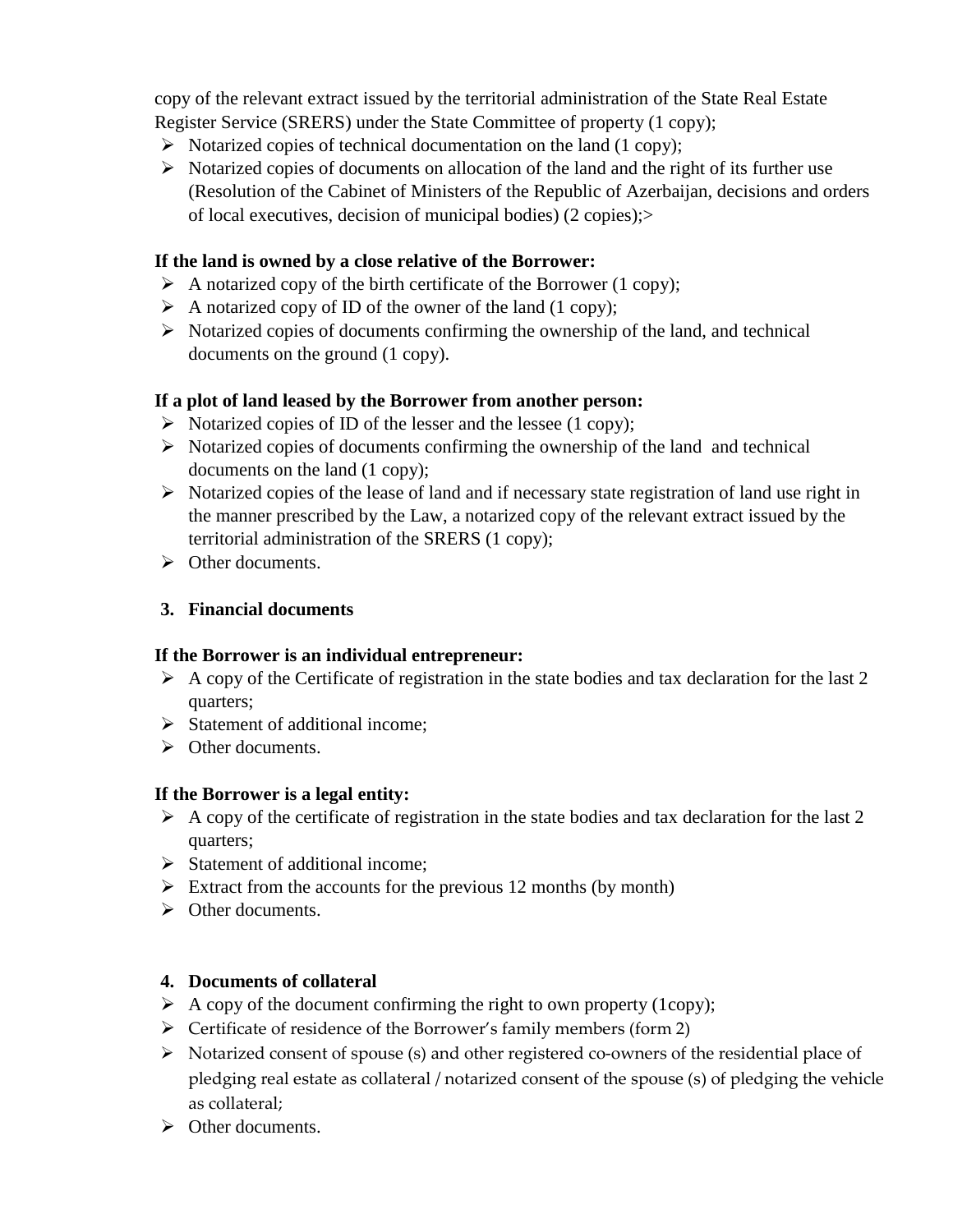copy of the relevant extract issued by the territorial administration of the State Real Estate Register Service (SRERS) under the State Committee of property (1 copy);

- Notarized copies of technical documentation on the land (1 copy);
- Notarized copies of documents on allocation of the land and the right of its further use (Resolution of the Cabinet of Ministers of the Republic of Azerbaijan, decisions and orders of local executives, decision of municipal bodies) (2 copies);>

**If the land is owned by a close relative of the Borrower:**

- A notarized copy of the birth certificate of the Borrower (1 copy);
- A notarized copy of ID of the owner of the land (1 copy);
- Notarized copies of documents confirming the ownership of the land, and technical documents on the ground (1 copy).

**If a plot of land leased by the Borrower from another person:**

- Notarized copies of ID of the lesser and the lessee (1 copy);
- Notarized copies of documents confirming the ownership of the land and technical documents on the land (1 copy);
- Notarized copies of the lease of land and if necessary state registration of land use right in the manner prescribed by the Law, a notarized copy of the relevant extract issued by the territorial administration of the SRERS (1 copy);
- Other documents.

**3. Financial documents**

**If the Borrower is an individual entrepreneur:**

- A copy of the Certificate of registration in the state bodies and tax declaration for the last 2 quarters;
- Statement of additional income;
- Other documents.

**If the Borrower is a legal entity:**

- A copy of the certificate of registration in the state bodies and tax declaration for the last 2 quarters;
- Statement of additional income;
- Extract from the accounts for the previous 12 months (by month)
- Other documents.

**4. Documents of collateral**

- A copy of the document confirming the right to own property (1copy);
- Certificate of residence of the Borrower's family members (form 2)
- Notarized consent of spouse (s) and other registered co-owners of the residential place of pledging real estate as collateral / notarized consent of the spouse (s) of pledging the vehicle as collateral;
- Other documents.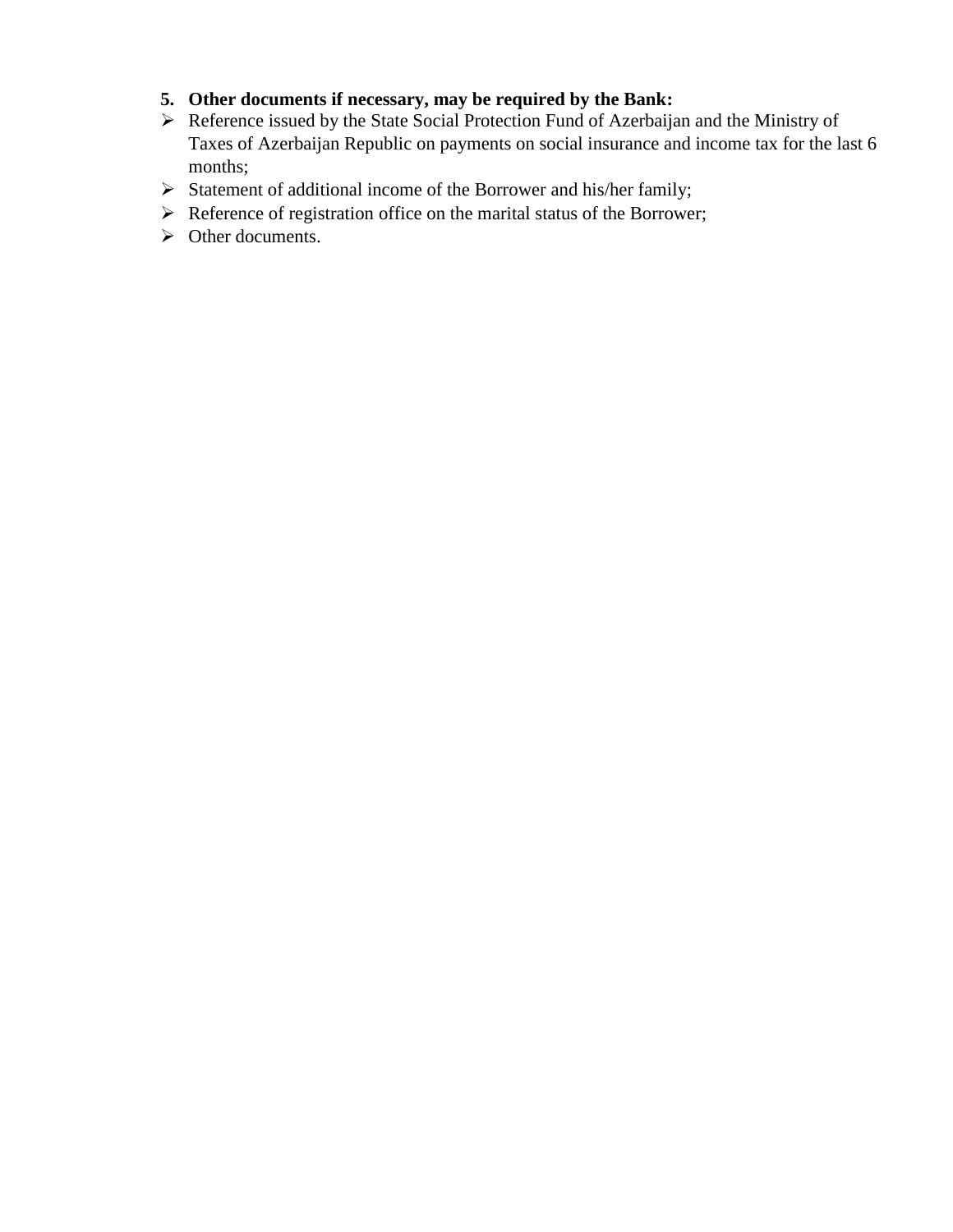5. **Other documents if necessary, may be required by the Bank:**

- Reference issued by the State Social Protection Fund of Azerbaijan and the Ministry of Taxes of Azerbaijan Republic on payments on social insurance and income tax for the last 6 months;
- Statement of additional income of the Borrower and his/her family;
- Reference of registration office on the marital status of the Borrower;
- Other documents.